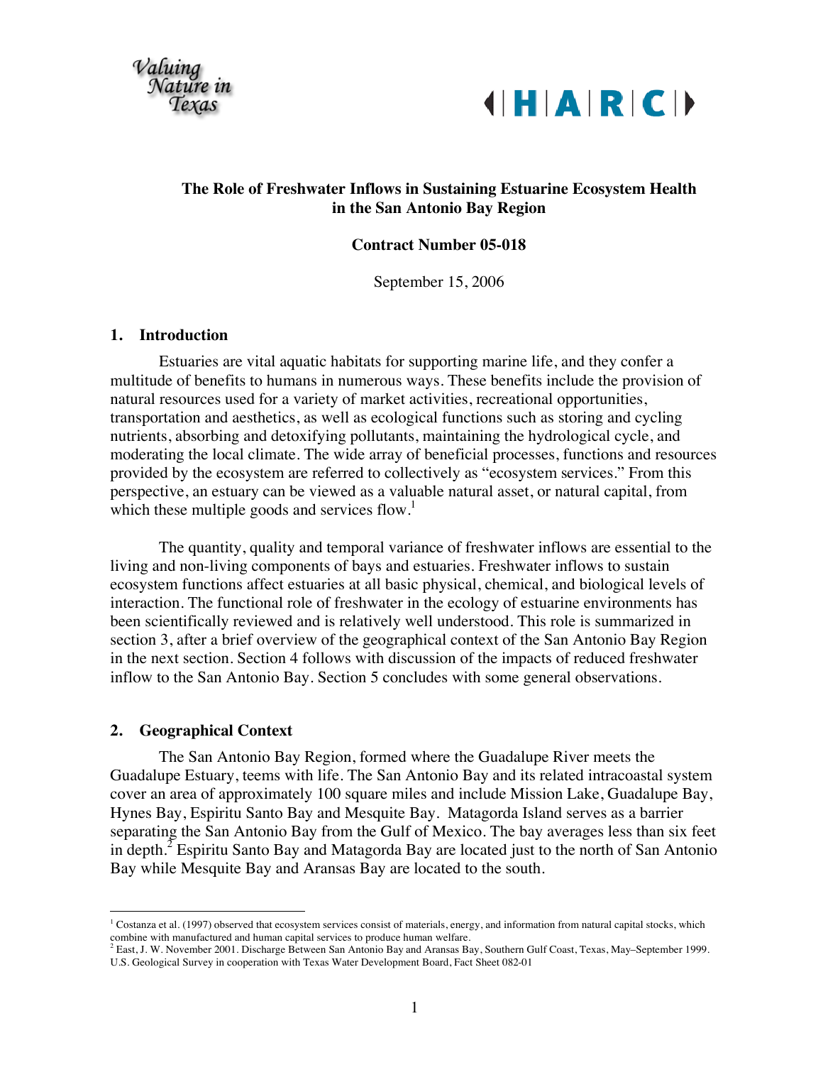Valuing Nature in Texas

HARC

# The Role of Freshwater Inflows in Sustaining Estuarine Ecosystem Health in the San Antonio Bay Region

**Contract Number 05-018**

September 15, 2006

## 1. Introduction

Estuaries are vital aquatic habitats for supporting marine life, and they confer a multitude of benefits to humans in numerous ways. These benefits include the provision of natural resources used for a variety of market activities, recreational opportunities, transportation and aesthetics, as well as ecological functions such as storing and cycling nutrients, absorbing and detoxifying pollutants, maintaining the hydrological cycle, and moderating the local climate. The wide array of beneficial processes, functions and resources provided by the ecosystem are referred to collectively as "ecosystem services." From this perspective, an estuary can be viewed as a valuable natural asset, or natural capital, from which these multiple goods and services flow.[1]

The quantity, quality and temporal variance of freshwater inflows are essential to the living and non-living components of bays and estuaries. Freshwater inflows to sustain ecosystem functions affect estuaries at all basic physical, chemical, and biological levels of interaction. The functional role of freshwater in the ecology of estuarine environments has been scientifically reviewed and is relatively well understood. This role is summarized in section 3, after a brief overview of the geographical context of the San Antonio Bay Region in the next section. Section 4 follows with discussion of the impacts of reduced freshwater inflow to the San Antonio Bay. Section 5 concludes with some general observations.

## 2. Geographical Context

The San Antonio Bay Region, formed where the Guadalupe River meets the Guadalupe Estuary, teems with life. The San Antonio Bay and its related intracoastal system cover an area of approximately 100 square miles and include Mission Lake, Guadalupe Bay, Hynes Bay, Espiritu Santo Bay and Mesquite Bay. Matagorda Island serves as a barrier separating the San Antonio Bay from the Gulf of Mexico. The bay averages less than six feet in depth.[2] Espiritu Santo Bay and Matagorda Bay are located just to the north of San Antonio Bay while Mesquite Bay and Aransas Bay are located to the south.

---

[1] Costanza et al. (1997) observed that ecosystem services consist of materials, energy, and information from natural capital stocks, which combine with manufactured and human capital services to produce human welfare.

[2] East, J. W. November 2001. Discharge Between San Antonio Bay and Aransas Bay, Southern Gulf Coast, Texas, May–September 1999. U.S. Geological Survey in cooperation with Texas Water Development Board, Fact Sheet 082-01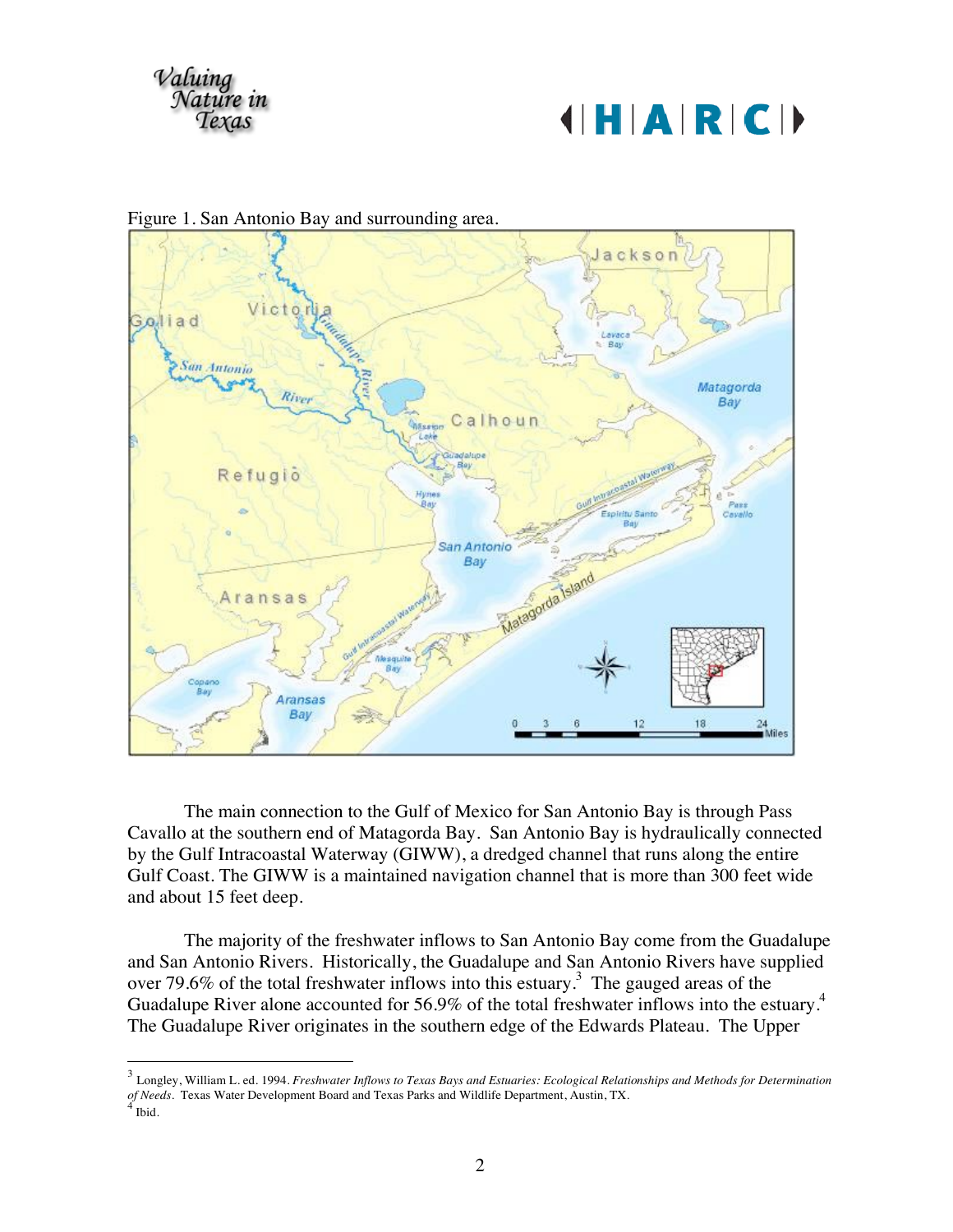Figure 1. San Antonio Bay and surrounding area.

The main connection to the Gulf of Mexico for San Antonio Bay is through Pass Cavallo at the southern end of Matagorda Bay. San Antonio Bay is hydraulically connected by the Gulf Intracoastal Waterway (GIWW), a dredged channel that runs along the entire Gulf Coast. The GIWW is a maintained navigation channel that is more than 300 feet wide and about 15 feet deep.

The majority of the freshwater inflows to San Antonio Bay come from the Guadalupe and San Antonio Rivers. Historically, the Guadalupe and San Antonio Rivers have supplied over 79.6% of the total freshwater inflows into this estuary.[3] The gauged areas of the Guadalupe River alone accounted for 56.9% of the total freshwater inflows into the estuary.[4] The Guadalupe River originates in the southern edge of the Edwards Plateau. The Upper

---

[3] Longley, William L. ed. 1994. *Freshwater Inflows to Texas Bays and Estuaries: Ecological Relationships and Methods for Determination of Needs*. Texas Water Development Board and Texas Parks and Wildlife Department, Austin, TX.

[4] Ibid.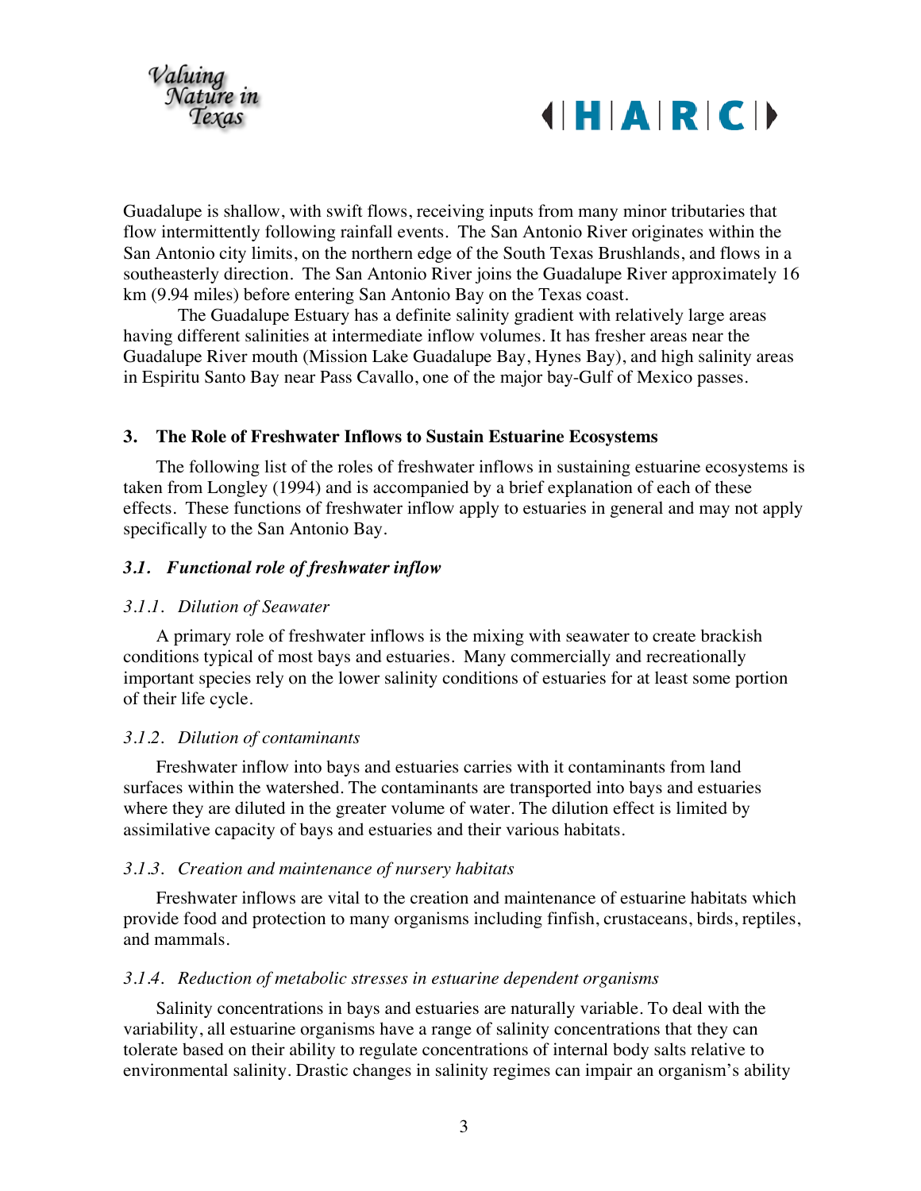Guadalupe is shallow, with swift flows, receiving inputs from many minor tributaries that flow intermittently following rainfall events. The San Antonio River originates within the San Antonio city limits, on the northern edge of the South Texas Brushlands, and flows in a southeasterly direction. The San Antonio River joins the Guadalupe River approximately 16 km (9.94 miles) before entering San Antonio Bay on the Texas coast.

The Guadalupe Estuary has a definite salinity gradient with relatively large areas having different salinities at intermediate inflow volumes. It has fresher areas near the Guadalupe River mouth (Mission Lake Guadalupe Bay, Hynes Bay), and high salinity areas in Espiritu Santo Bay near Pass Cavallo, one of the major bay-Gulf of Mexico passes.

## 3. The Role of Freshwater Inflows to Sustain Estuarine Ecosystems

The following list of the roles of freshwater inflows in sustaining estuarine ecosystems is taken from Longley (1994) and is accompanied by a brief explanation of each of these effects. These functions of freshwater inflow apply to estuaries in general and may not apply specifically to the San Antonio Bay.

### *3.1. Functional role of freshwater inflow*

#### *3.1.1. Dilution of Seawater*

A primary role of freshwater inflows is the mixing with seawater to create brackish conditions typical of most bays and estuaries. Many commercially and recreationally important species rely on the lower salinity conditions of estuaries for at least some portion of their life cycle.

#### *3.1.2. Dilution of contaminants*

Freshwater inflow into bays and estuaries carries with it contaminants from land surfaces within the watershed. The contaminants are transported into bays and estuaries where they are diluted in the greater volume of water. The dilution effect is limited by assimilative capacity of bays and estuaries and their various habitats.

#### *3.1.3. Creation and maintenance of nursery habitats*

Freshwater inflows are vital to the creation and maintenance of estuarine habitats which provide food and protection to many organisms including finfish, crustaceans, birds, reptiles, and mammals.

#### *3.1.4. Reduction of metabolic stresses in estuarine dependent organisms*

Salinity concentrations in bays and estuaries are naturally variable. To deal with the variability, all estuarine organisms have a range of salinity concentrations that they can tolerate based on their ability to regulate concentrations of internal body salts relative to environmental salinity. Drastic changes in salinity regimes can impair an organism's ability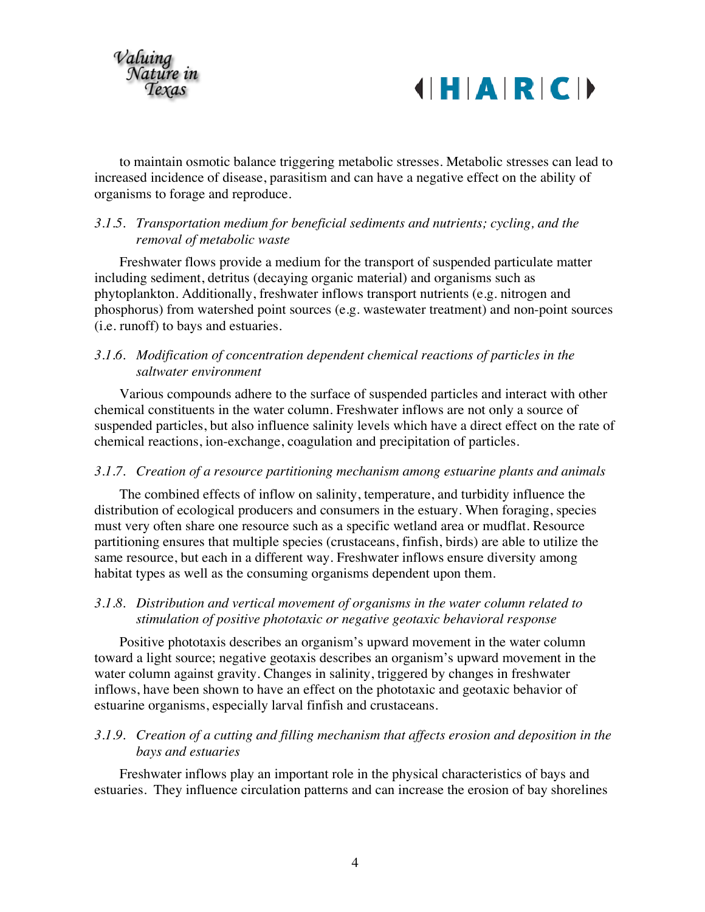to maintain osmotic balance triggering metabolic stresses. Metabolic stresses can lead to increased incidence of disease, parasitism and can have a negative effect on the ability of organisms to forage and reproduce.

### *3.1.5. Transportation medium for beneficial sediments and nutrients; cycling, and the removal of metabolic waste*

Freshwater flows provide a medium for the transport of suspended particulate matter including sediment, detritus (decaying organic material) and organisms such as phytoplankton. Additionally, freshwater inflows transport nutrients (e.g. nitrogen and phosphorus) from watershed point sources (e.g. wastewater treatment) and non-point sources (i.e. runoff) to bays and estuaries.

### *3.1.6. Modification of concentration dependent chemical reactions of particles in the saltwater environment*

Various compounds adhere to the surface of suspended particles and interact with other chemical constituents in the water column. Freshwater inflows are not only a source of suspended particles, but also influence salinity levels which have a direct effect on the rate of chemical reactions, ion-exchange, coagulation and precipitation of particles.

### *3.1.7. Creation of a resource partitioning mechanism among estuarine plants and animals*

The combined effects of inflow on salinity, temperature, and turbidity influence the distribution of ecological producers and consumers in the estuary. When foraging, species must very often share one resource such as a specific wetland area or mudflat. Resource partitioning ensures that multiple species (crustaceans, finfish, birds) are able to utilize the same resource, but each in a different way. Freshwater inflows ensure diversity among habitat types as well as the consuming organisms dependent upon them.

### *3.1.8. Distribution and vertical movement of organisms in the water column related to stimulation of positive phototaxic or negative geotaxic behavioral response*

Positive phototaxis describes an organism's upward movement in the water column toward a light source; negative geotaxis describes an organism's upward movement in the water column against gravity. Changes in salinity, triggered by changes in freshwater inflows, have been shown to have an effect on the phototaxic and geotaxic behavior of estuarine organisms, especially larval finfish and crustaceans.

### *3.1.9. Creation of a cutting and filling mechanism that affects erosion and deposition in the bays and estuaries*

Freshwater inflows play an important role in the physical characteristics of bays and estuaries. They influence circulation patterns and can increase the erosion of bay shorelines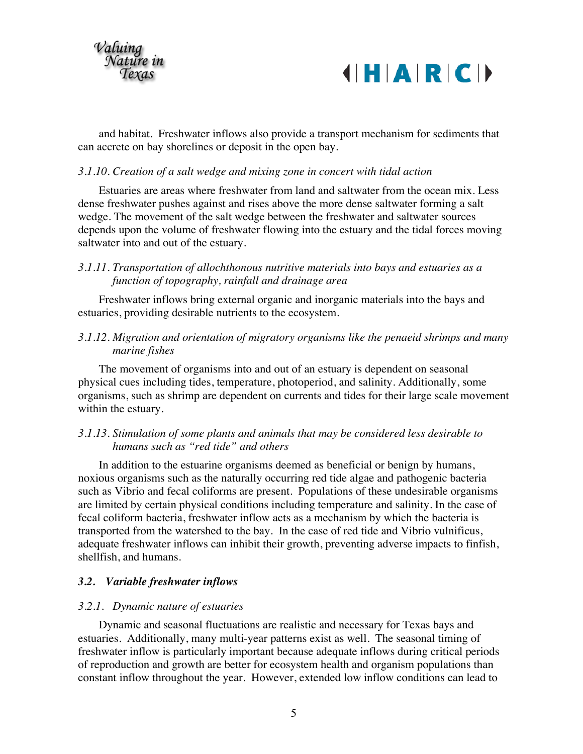and habitat. Freshwater inflows also provide a transport mechanism for sediments that can accrete on bay shorelines or deposit in the open bay.

*3.1.10. Creation of a salt wedge and mixing zone in concert with tidal action*

Estuaries are areas where freshwater from land and saltwater from the ocean mix. Less dense freshwater pushes against and rises above the more dense saltwater forming a salt wedge. The movement of the salt wedge between the freshwater and saltwater sources depends upon the volume of freshwater flowing into the estuary and the tidal forces moving saltwater into and out of the estuary.

*3.1.11. Transportation of allochthonous nutritive materials into bays and estuaries as a function of topography, rainfall and drainage area*

Freshwater inflows bring external organic and inorganic materials into the bays and estuaries, providing desirable nutrients to the ecosystem.

*3.1.12. Migration and orientation of migratory organisms like the penaeid shrimps and many marine fishes*

The movement of organisms into and out of an estuary is dependent on seasonal physical cues including tides, temperature, photoperiod, and salinity. Additionally, some organisms, such as shrimp are dependent on currents and tides for their large scale movement within the estuary.

*3.1.13. Stimulation of some plants and animals that may be considered less desirable to humans such as "red tide" and others*

In addition to the estuarine organisms deemed as beneficial or benign by humans, noxious organisms such as the naturally occurring red tide algae and pathogenic bacteria such as Vibrio and fecal coliforms are present. Populations of these undesirable organisms are limited by certain physical conditions including temperature and salinity. In the case of fecal coliform bacteria, freshwater inflow acts as a mechanism by which the bacteria is transported from the watershed to the bay. In the case of red tide and Vibrio vulnificus, adequate freshwater inflows can inhibit their growth, preventing adverse impacts to finfish, shellfish, and humans.

### *3.2. Variable freshwater inflows*

*3.2.1. Dynamic nature of estuaries*

Dynamic and seasonal fluctuations are realistic and necessary for Texas bays and estuaries. Additionally, many multi-year patterns exist as well. The seasonal timing of freshwater inflow is particularly important because adequate inflows during critical periods of reproduction and growth are better for ecosystem health and organism populations than constant inflow throughout the year. However, extended low inflow conditions can lead to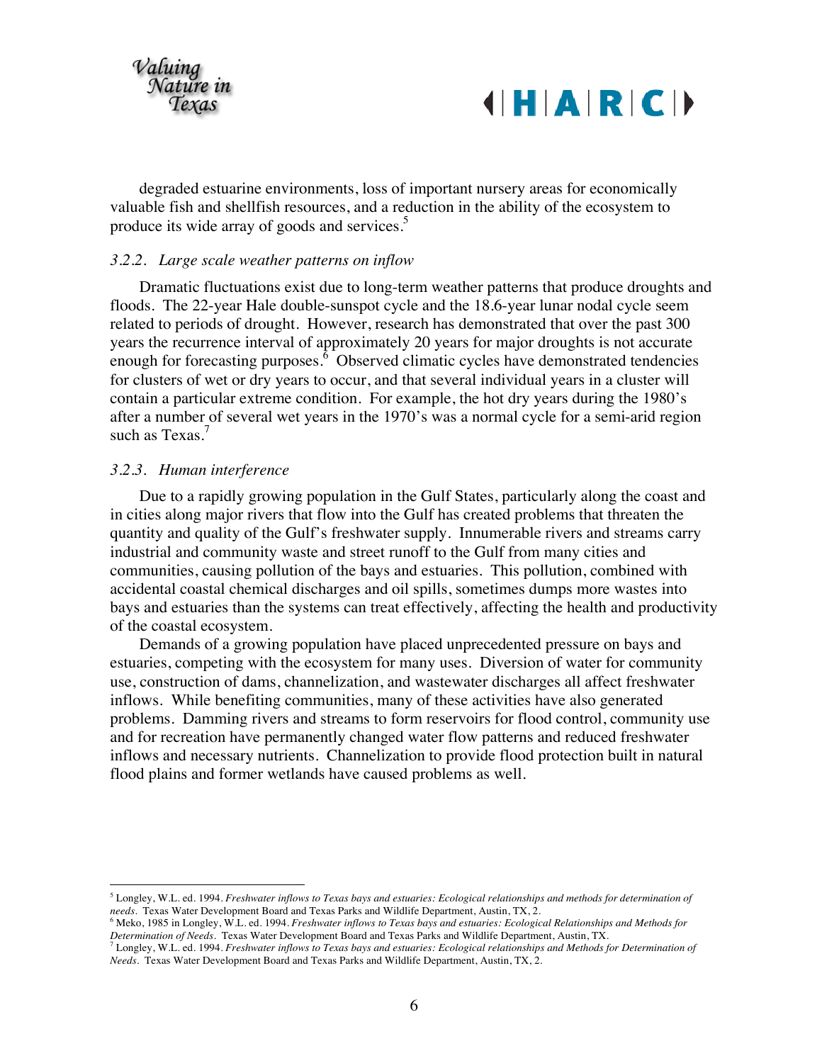degraded estuarine environments, loss of important nursery areas for economically valuable fish and shellfish resources, and a reduction in the ability of the ecosystem to produce its wide array of goods and services.[5]

### *3.2.2. Large scale weather patterns on inflow*

Dramatic fluctuations exist due to long-term weather patterns that produce droughts and floods. The 22-year Hale double-sunspot cycle and the 18.6-year lunar nodal cycle seem related to periods of drought. However, research has demonstrated that over the past 300 years the recurrence interval of approximately 20 years for major droughts is not accurate enough for forecasting purposes.[6] Observed climatic cycles have demonstrated tendencies for clusters of wet or dry years to occur, and that several individual years in a cluster will contain a particular extreme condition. For example, the hot dry years during the 1980's after a number of several wet years in the 1970's was a normal cycle for a semi-arid region such as Texas.[7]

### *3.2.3. Human interference*

Due to a rapidly growing population in the Gulf States, particularly along the coast and in cities along major rivers that flow into the Gulf has created problems that threaten the quantity and quality of the Gulf's freshwater supply. Innumerable rivers and streams carry industrial and community waste and street runoff to the Gulf from many cities and communities, causing pollution of the bays and estuaries. This pollution, combined with accidental coastal chemical discharges and oil spills, sometimes dumps more wastes into bays and estuaries than the systems can treat effectively, affecting the health and productivity of the coastal ecosystem.

Demands of a growing population have placed unprecedented pressure on bays and estuaries, competing with the ecosystem for many uses. Diversion of water for community use, construction of dams, channelization, and wastewater discharges all affect freshwater inflows. While benefiting communities, many of these activities have also generated problems. Damming rivers and streams to form reservoirs for flood control, community use and for recreation have permanently changed water flow patterns and reduced freshwater inflows and necessary nutrients. Channelization to provide flood protection built in natural flood plains and former wetlands have caused problems as well.

---

[5] Longley, W.L. ed. 1994. *Freshwater inflows to Texas bays and estuaries: Ecological relationships and methods for determination of needs*. Texas Water Development Board and Texas Parks and Wildlife Department, Austin, TX, 2.

[6] Meko, 1985 in Longley, W.L. ed. 1994. *Freshwater inflows to Texas bays and estuaries: Ecological Relationships and Methods for Determination of Needs*. Texas Water Development Board and Texas Parks and Wildlife Department, Austin, TX.

[7] Longley, W.L. ed. 1994. *Freshwater inflows to Texas bays and estuaries: Ecological relationships and Methods for Determination of Needs*. Texas Water Development Board and Texas Parks and Wildlife Department, Austin, TX, 2.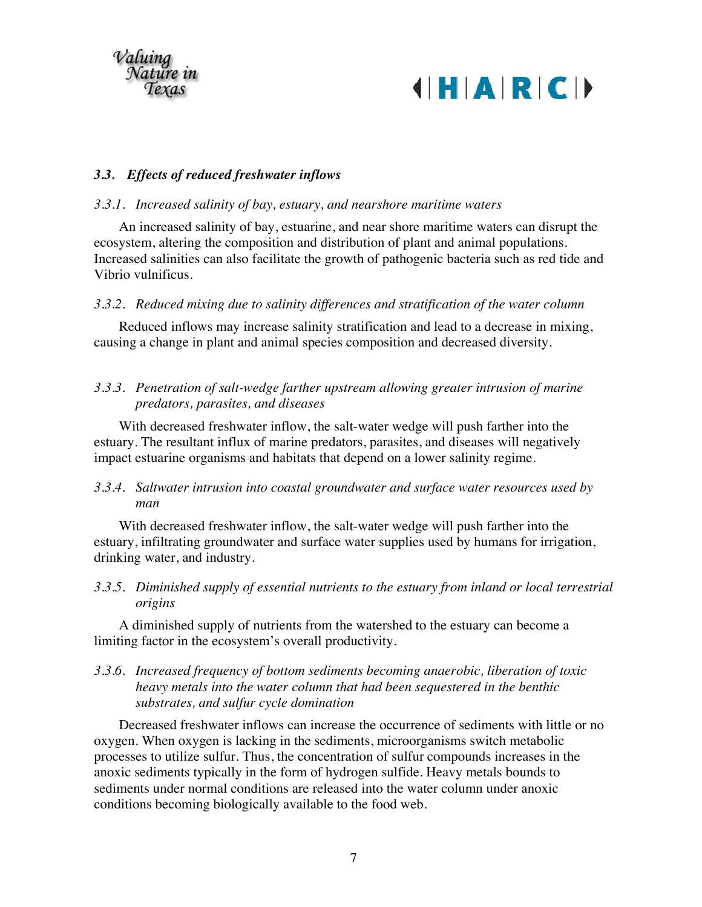### *3.3. Effects of reduced freshwater inflows*

#### *3.3.1. Increased salinity of bay, estuary, and nearshore maritime waters*

An increased salinity of bay, estuarine, and near shore maritime waters can disrupt the ecosystem, altering the composition and distribution of plant and animal populations. Increased salinities can also facilitate the growth of pathogenic bacteria such as red tide and Vibrio vulnificus.

#### *3.3.2. Reduced mixing due to salinity differences and stratification of the water column*

Reduced inflows may increase salinity stratification and lead to a decrease in mixing, causing a change in plant and animal species composition and decreased diversity.

#### *3.3.3. Penetration of salt-wedge farther upstream allowing greater intrusion of marine predators, parasites, and diseases*

With decreased freshwater inflow, the salt-water wedge will push farther into the estuary. The resultant influx of marine predators, parasites, and diseases will negatively impact estuarine organisms and habitats that depend on a lower salinity regime.

#### *3.3.4. Saltwater intrusion into coastal groundwater and surface water resources used by man*

With decreased freshwater inflow, the salt-water wedge will push farther into the estuary, infiltrating groundwater and surface water supplies used by humans for irrigation, drinking water, and industry.

#### *3.3.5. Diminished supply of essential nutrients to the estuary from inland or local terrestrial origins*

A diminished supply of nutrients from the watershed to the estuary can become a limiting factor in the ecosystem's overall productivity.

#### *3.3.6. Increased frequency of bottom sediments becoming anaerobic, liberation of toxic heavy metals into the water column that had been sequestered in the benthic substrates, and sulfur cycle domination*

Decreased freshwater inflows can increase the occurrence of sediments with little or no oxygen. When oxygen is lacking in the sediments, microorganisms switch metabolic processes to utilize sulfur. Thus, the concentration of sulfur compounds increases in the anoxic sediments typically in the form of hydrogen sulfide. Heavy metals bounds to sediments under normal conditions are released into the water column under anoxic conditions becoming biologically available to the food web.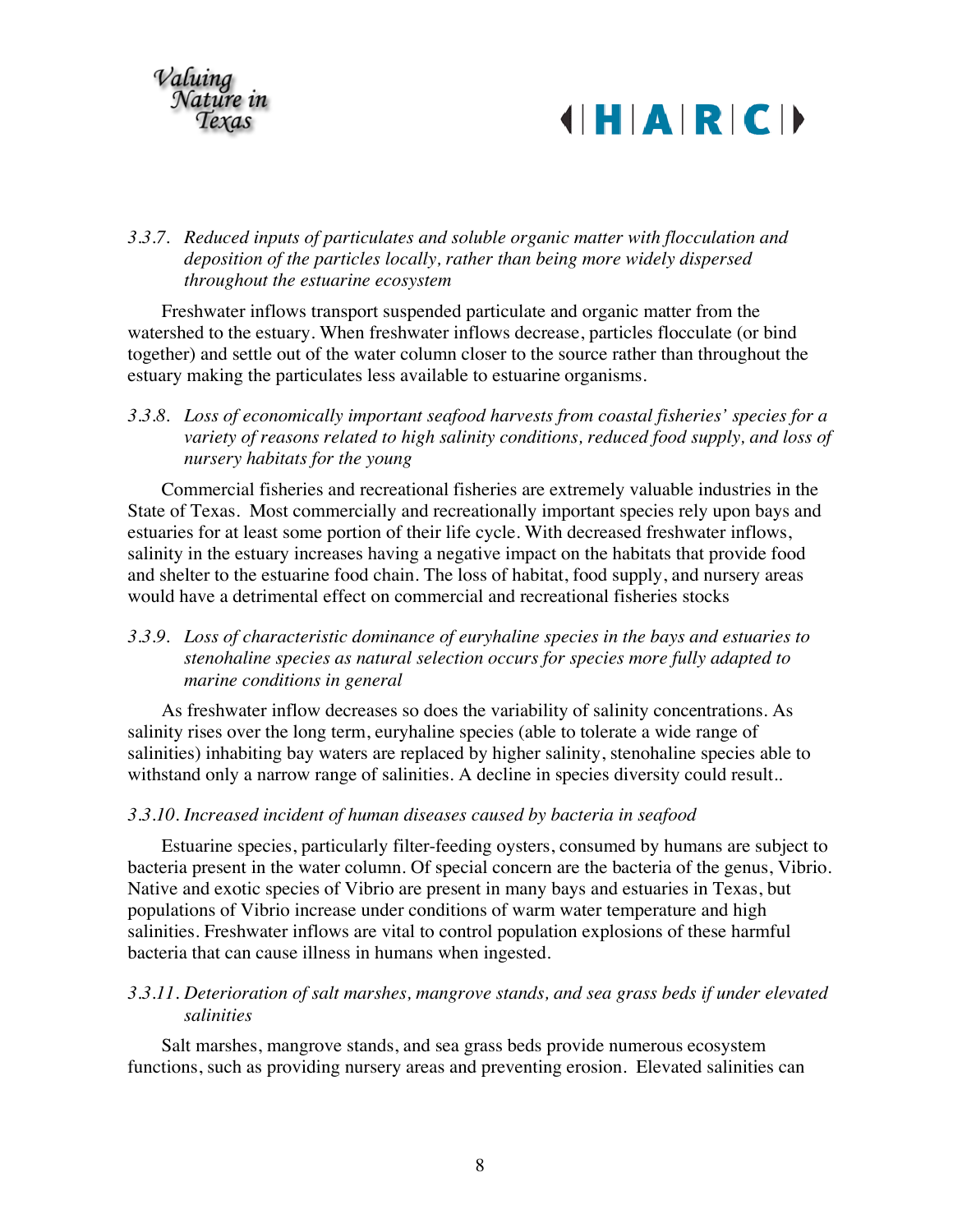*3.3.7. Reduced inputs of particulates and soluble organic matter with flocculation and deposition of the particles locally, rather than being more widely dispersed throughout the estuarine ecosystem*

Freshwater inflows transport suspended particulate and organic matter from the watershed to the estuary. When freshwater inflows decrease, particles flocculate (or bind together) and settle out of the water column closer to the source rather than throughout the estuary making the particulates less available to estuarine organisms.

*3.3.8. Loss of economically important seafood harvests from coastal fisheries' species for a variety of reasons related to high salinity conditions, reduced food supply, and loss of nursery habitats for the young*

Commercial fisheries and recreational fisheries are extremely valuable industries in the State of Texas. Most commercially and recreationally important species rely upon bays and estuaries for at least some portion of their life cycle. With decreased freshwater inflows, salinity in the estuary increases having a negative impact on the habitats that provide food and shelter to the estuarine food chain. The loss of habitat, food supply, and nursery areas would have a detrimental effect on commercial and recreational fisheries stocks

*3.3.9. Loss of characteristic dominance of euryhaline species in the bays and estuaries to stenohaline species as natural selection occurs for species more fully adapted to marine conditions in general*

As freshwater inflow decreases so does the variability of salinity concentrations. As salinity rises over the long term, euryhaline species (able to tolerate a wide range of salinities) inhabiting bay waters are replaced by higher salinity, stenohaline species able to withstand only a narrow range of salinities. A decline in species diversity could result..

*3.3.10. Increased incident of human diseases caused by bacteria in seafood*

Estuarine species, particularly filter-feeding oysters, consumed by humans are subject to bacteria present in the water column. Of special concern are the bacteria of the genus, Vibrio. Native and exotic species of Vibrio are present in many bays and estuaries in Texas, but populations of Vibrio increase under conditions of warm water temperature and high salinities. Freshwater inflows are vital to control population explosions of these harmful bacteria that can cause illness in humans when ingested.

*3.3.11. Deterioration of salt marshes, mangrove stands, and sea grass beds if under elevated salinities*

Salt marshes, mangrove stands, and sea grass beds provide numerous ecosystem functions, such as providing nursery areas and preventing erosion. Elevated salinities can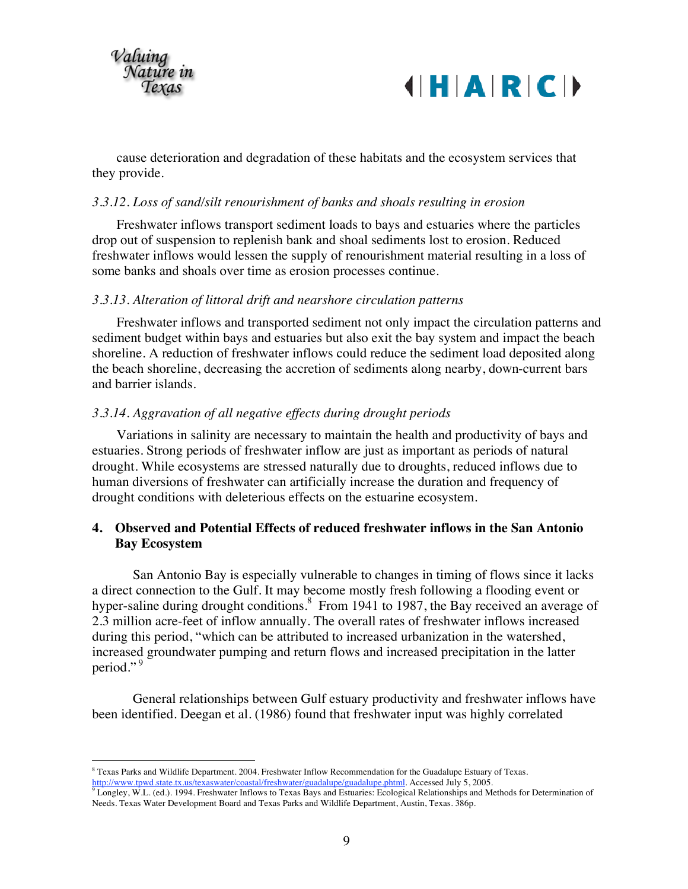cause deterioration and degradation of these habitats and the ecosystem services that they provide.

*3.3.12. Loss of sand/silt renourishment of banks and shoals resulting in erosion*

Freshwater inflows transport sediment loads to bays and estuaries where the particles drop out of suspension to replenish bank and shoal sediments lost to erosion. Reduced freshwater inflows would lessen the supply of renourishment material resulting in a loss of some banks and shoals over time as erosion processes continue.

*3.3.13. Alteration of littoral drift and nearshore circulation patterns*

Freshwater inflows and transported sediment not only impact the circulation patterns and sediment budget within bays and estuaries but also exit the bay system and impact the beach shoreline. A reduction of freshwater inflows could reduce the sediment load deposited along the beach shoreline, decreasing the accretion of sediments along nearby, down-current bars and barrier islands.

*3.3.14. Aggravation of all negative effects during drought periods*

Variations in salinity are necessary to maintain the health and productivity of bays and estuaries. Strong periods of freshwater inflow are just as important as periods of natural drought. While ecosystems are stressed naturally due to droughts, reduced inflows due to human diversions of freshwater can artificially increase the duration and frequency of drought conditions with deleterious effects on the estuarine ecosystem.

## 4. Observed and Potential Effects of reduced freshwater inflows in the San Antonio Bay Ecosystem

San Antonio Bay is especially vulnerable to changes in timing of flows since it lacks a direct connection to the Gulf. It may become mostly fresh following a flooding event or hyper-saline during drought conditions.[8] From 1941 to 1987, the Bay received an average of 2.3 million acre-feet of inflow annually. The overall rates of freshwater inflows increased during this period, "which can be attributed to increased urbanization in the watershed, increased groundwater pumping and return flows and increased precipitation in the latter period."[9]

General relationships between Gulf estuary productivity and freshwater inflows have been identified. Deegan et al. (1986) found that freshwater input was highly correlated

---

[8] Texas Parks and Wildlife Department. 2004. Freshwater Inflow Recommendation for the Guadalupe Estuary of Texas. http://www.tpwd.state.tx.us/texaswater/coastal/freshwater/guadalupe/guadalupe.phtml. Accessed July 5, 2005.

[9] Longley, W.L. (ed.). 1994. Freshwater Inflows to Texas Bays and Estuaries: Ecological Relationships and Methods for Determination of Needs. Texas Water Development Board and Texas Parks and Wildlife Department, Austin, Texas. 386p.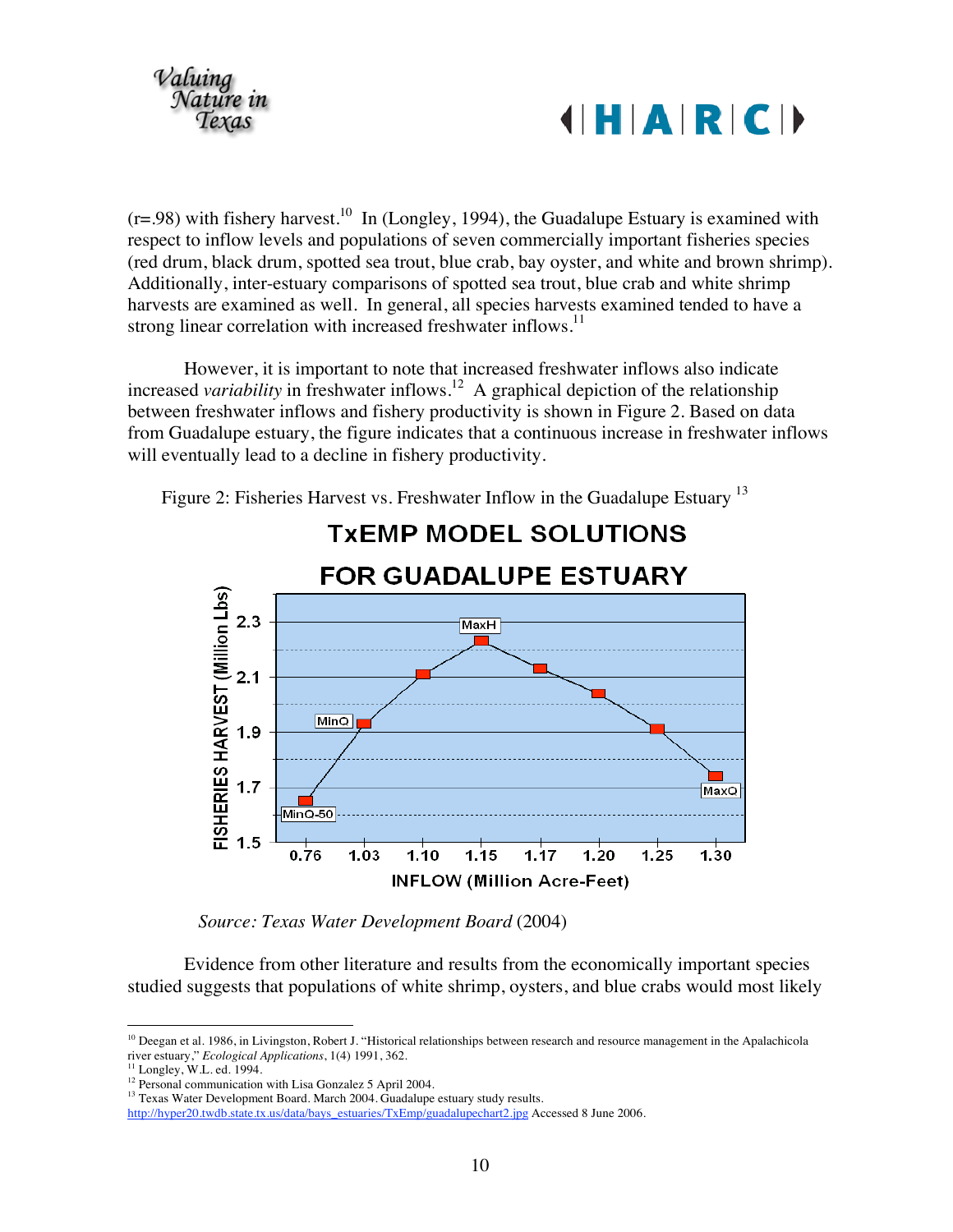(r=.98) with fishery harvest.[10] In (Longley, 1994), the Guadalupe Estuary is examined with respect to inflow levels and populations of seven commercially important fisheries species (red drum, black drum, spotted sea trout, blue crab, bay oyster, and white and brown shrimp). Additionally, inter-estuary comparisons of spotted sea trout, blue crab and white shrimp harvests are examined as well. In general, all species harvests examined tended to have a strong linear correlation with increased freshwater inflows.[11]

However, it is important to note that increased freshwater inflows also indicate increased *variability* in freshwater inflows.[12] A graphical depiction of the relationship between freshwater inflows and fishery productivity is shown in Figure 2. Based on data from Guadalupe estuary, the figure indicates that a continuous increase in freshwater inflows will eventually lead to a decline in fishery productivity.

Figure 2: Fisheries Harvest vs. Freshwater Inflow in the Guadalupe Estuary [13]

*Source: Texas Water Development Board* (2004)

Evidence from other literature and results from the economically important species studied suggests that populations of white shrimp, oysters, and blue crabs would most likely

---

[10] Deegan et al. 1986, in Livingston, Robert J. "Historical relationships between research and resource management in the Apalachicola river estuary," *Ecological Applications*, 1(4) 1991, 362.

[11] Longley, W.L. ed. 1994.

[12] Personal communication with Lisa Gonzalez 5 April 2004.

[13] Texas Water Development Board. March 2004. Guadalupe estuary study results. http://hyper20.twdb.state.tx.us/data/bays_estuaries/TxEmp/guadalupechart2.jpg Accessed 8 June 2006.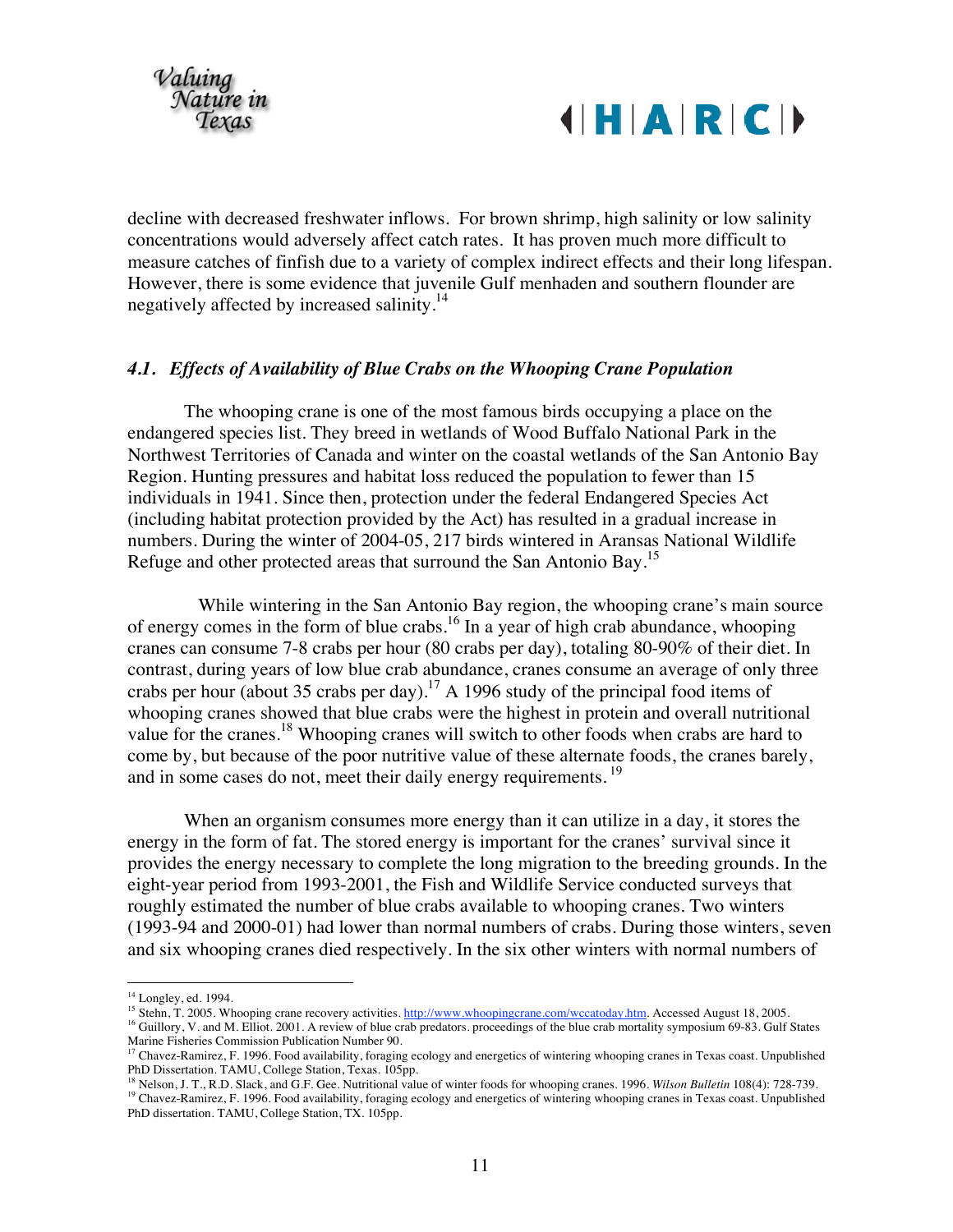decline with decreased freshwater inflows. For brown shrimp, high salinity or low salinity concentrations would adversely affect catch rates. It has proven much more difficult to measure catches of finfish due to a variety of complex indirect effects and their long lifespan. However, there is some evidence that juvenile Gulf menhaden and southern flounder are negatively affected by increased salinity.[14]

### *4.1. Effects of Availability of Blue Crabs on the Whooping Crane Population*

The whooping crane is one of the most famous birds occupying a place on the endangered species list. They breed in wetlands of Wood Buffalo National Park in the Northwest Territories of Canada and winter on the coastal wetlands of the San Antonio Bay Region. Hunting pressures and habitat loss reduced the population to fewer than 15 individuals in 1941. Since then, protection under the federal Endangered Species Act (including habitat protection provided by the Act) has resulted in a gradual increase in numbers. During the winter of 2004-05, 217 birds wintered in Aransas National Wildlife Refuge and other protected areas that surround the San Antonio Bay.[15]

While wintering in the San Antonio Bay region, the whooping crane's main source of energy comes in the form of blue crabs.[16] In a year of high crab abundance, whooping cranes can consume 7-8 crabs per hour (80 crabs per day), totaling 80-90% of their diet. In contrast, during years of low blue crab abundance, cranes consume an average of only three crabs per hour (about 35 crabs per day).[17] A 1996 study of the principal food items of whooping cranes showed that blue crabs were the highest in protein and overall nutritional value for the cranes.[18] Whooping cranes will switch to other foods when crabs are hard to come by, but because of the poor nutritive value of these alternate foods, the cranes barely, and in some cases do not, meet their daily energy requirements.[19]

When an organism consumes more energy than it can utilize in a day, it stores the energy in the form of fat. The stored energy is important for the cranes' survival since it provides the energy necessary to complete the long migration to the breeding grounds. In the eight-year period from 1993-2001, the Fish and Wildlife Service conducted surveys that roughly estimated the number of blue crabs available to whooping cranes. Two winters (1993-94 and 2000-01) had lower than normal numbers of crabs. During those winters, seven and six whooping cranes died respectively. In the six other winters with normal numbers of

---

[14] Longley, ed. 1994.

[15] Stehn, T. 2005. Whooping crane recovery activities. http://www.whoopingcrane.com/wccatoday.htm. Accessed August 18, 2005.

[16] Guillory, V. and M. Elliot. 2001. A review of blue crab predators. proceedings of the blue crab mortality symposium 69-83. Gulf States Marine Fisheries Commission Publication Number 90.

[17] Chavez-Ramirez, F. 1996. Food availability, foraging ecology and energetics of wintering whooping cranes in Texas coast. Unpublished PhD Dissertation. TAMU, College Station, Texas. 105pp.

[18] Nelson, J. T., R.D. Slack, and G.F. Gee. Nutritional value of winter foods for whooping cranes. 1996. *Wilson Bulletin* 108(4): 728-739.

[19] Chavez-Ramirez, F. 1996. Food availability, foraging ecology and energetics of wintering whooping cranes in Texas coast. Unpublished PhD dissertation. TAMU, College Station, TX. 105pp.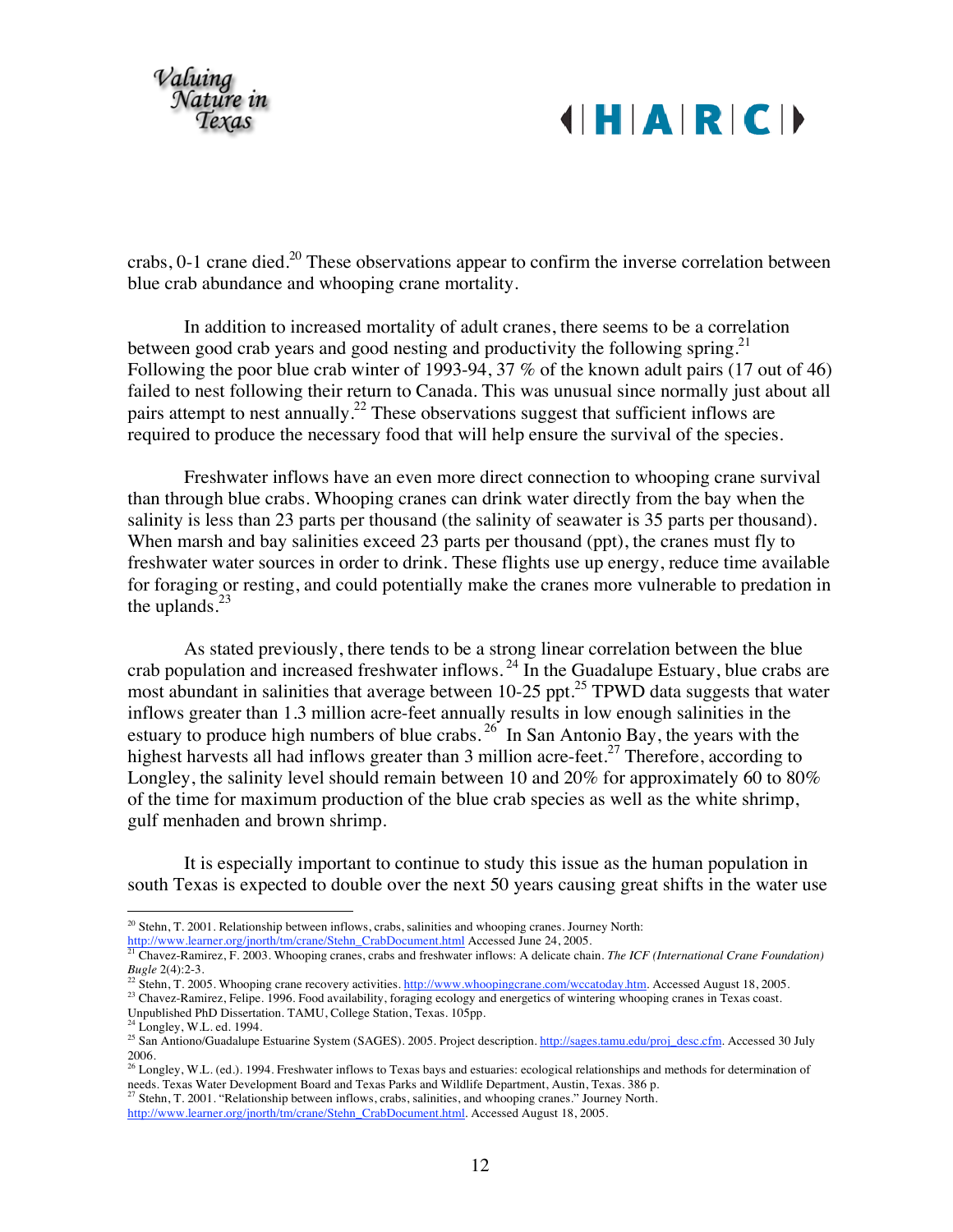crabs, 0-1 crane died.[20] These observations appear to confirm the inverse correlation between blue crab abundance and whooping crane mortality.

In addition to increased mortality of adult cranes, there seems to be a correlation between good crab years and good nesting and productivity the following spring.[21] Following the poor blue crab winter of 1993-94, 37 % of the known adult pairs (17 out of 46) failed to nest following their return to Canada. This was unusual since normally just about all pairs attempt to nest annually.[22] These observations suggest that sufficient inflows are required to produce the necessary food that will help ensure the survival of the species.

Freshwater inflows have an even more direct connection to whooping crane survival than through blue crabs. Whooping cranes can drink water directly from the bay when the salinity is less than 23 parts per thousand (the salinity of seawater is 35 parts per thousand). When marsh and bay salinities exceed 23 parts per thousand (ppt), the cranes must fly to freshwater water sources in order to drink. These flights use up energy, reduce time available for foraging or resting, and could potentially make the cranes more vulnerable to predation in the uplands.[23]

As stated previously, there tends to be a strong linear correlation between the blue crab population and increased freshwater inflows. [24] In the Guadalupe Estuary, blue crabs are most abundant in salinities that average between 10-25 ppt.[25] TPWD data suggests that water inflows greater than 1.3 million acre-feet annually results in low enough salinities in the estuary to produce high numbers of blue crabs. [26] In San Antonio Bay, the years with the highest harvests all had inflows greater than 3 million acre-feet.[27] Therefore, according to Longley, the salinity level should remain between 10 and 20% for approximately 60 to 80% of the time for maximum production of the blue crab species as well as the white shrimp, gulf menhaden and brown shrimp.

It is especially important to continue to study this issue as the human population in south Texas is expected to double over the next 50 years causing great shifts in the water use

---

[20] Stehn, T. 2001. Relationship between inflows, crabs, salinities and whooping cranes. Journey North: http://www.learner.org/jnorth/tm/crane/Stehn_CrabDocument.html Accessed June 24, 2005.

[21] Chavez-Ramirez, F. 2003. Whooping cranes, crabs and freshwater inflows: A delicate chain. *The ICF (International Crane Foundation) Bugle* 2(4):2-3.

[22] Stehn, T. 2005. Whooping crane recovery activities. http://www.whoopingcrane.com/wccatoday.htm. Accessed August 18, 2005.

[23] Chavez-Ramirez, Felipe. 1996. Food availability, foraging ecology and energetics of wintering whooping cranes in Texas coast. Unpublished PhD Dissertation. TAMU, College Station, Texas. 105pp.

[24] Longley, W.L. ed. 1994.

[25] San Antiono/Guadalupe Estuarine System (SAGES). 2005. Project description. http://sages.tamu.edu/proj_desc.cfm. Accessed 30 July 2006.

[26] Longley, W.L. (ed.). 1994. Freshwater inflows to Texas bays and estuaries: ecological relationships and methods for determination of needs. Texas Water Development Board and Texas Parks and Wildlife Department, Austin, Texas. 386 p.

[27] Stehn, T. 2001. "Relationship between inflows, crabs, salinities, and whooping cranes." Journey North. http://www.learner.org/jnorth/tm/crane/Stehn_CrabDocument.html. Accessed August 18, 2005.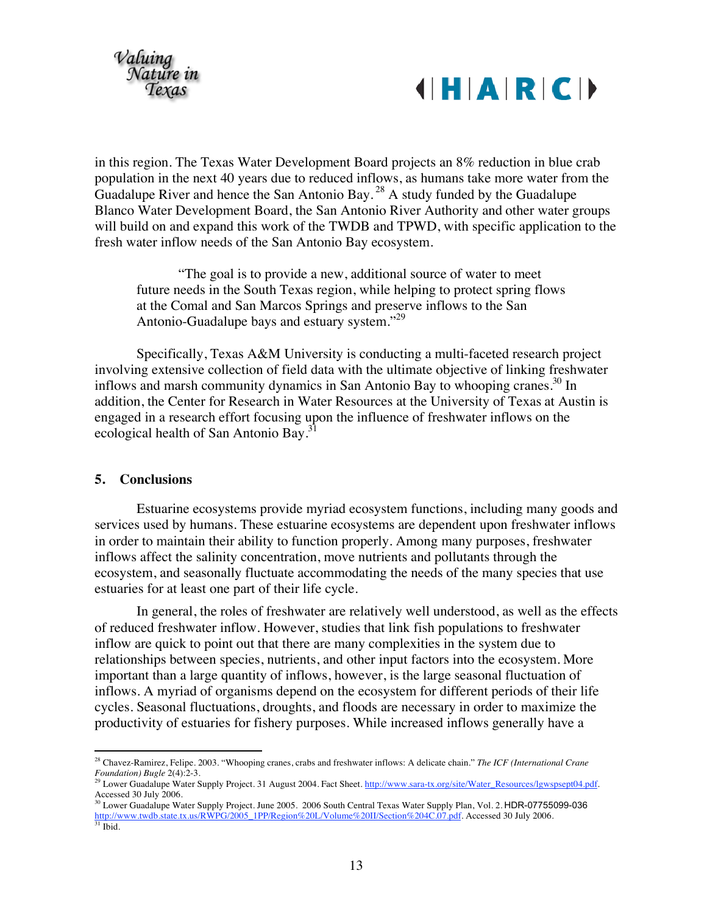in this region. The Texas Water Development Board projects an 8% reduction in blue crab population in the next 40 years due to reduced inflows, as humans take more water from the Guadalupe River and hence the San Antonio Bay.[28] A study funded by the Guadalupe Blanco Water Development Board, the San Antonio River Authority and other water groups will build on and expand this work of the TWDB and TPWD, with specific application to the fresh water inflow needs of the San Antonio Bay ecosystem.

> "The goal is to provide a new, additional source of water to meet future needs in the South Texas region, while helping to protect spring flows at the Comal and San Marcos Springs and preserve inflows to the San Antonio-Guadalupe bays and estuary system."[29]

Specifically, Texas A&M University is conducting a multi-faceted research project involving extensive collection of field data with the ultimate objective of linking freshwater inflows and marsh community dynamics in San Antonio Bay to whooping cranes.[30] In addition, the Center for Research in Water Resources at the University of Texas at Austin is engaged in a research effort focusing upon the influence of freshwater inflows on the ecological health of San Antonio Bay.[31]

## 5. Conclusions

Estuarine ecosystems provide myriad ecosystem functions, including many goods and services used by humans. These estuarine ecosystems are dependent upon freshwater inflows in order to maintain their ability to function properly. Among many purposes, freshwater inflows affect the salinity concentration, move nutrients and pollutants through the ecosystem, and seasonally fluctuate accommodating the needs of the many species that use estuaries for at least one part of their life cycle.

In general, the roles of freshwater are relatively well understood, as well as the effects of reduced freshwater inflow. However, studies that link fish populations to freshwater inflow are quick to point out that there are many complexities in the system due to relationships between species, nutrients, and other input factors into the ecosystem. More important than a large quantity of inflows, however, is the large seasonal fluctuation of inflows. A myriad of organisms depend on the ecosystem for different periods of their life cycles. Seasonal fluctuations, droughts, and floods are necessary in order to maximize the productivity of estuaries for fishery purposes. While increased inflows generally have a

---

[28] Chavez-Ramirez, Felipe. 2003. "Whooping cranes, crabs and freshwater inflows: A delicate chain." *The ICF (International Crane Foundation) Bugle* 2(4):2-3.

[29] Lower Guadalupe Water Supply Project. 31 August 2004. Fact Sheet. http://www.sara-tx.org/site/Water_Resources/lgwspsept04.pdf. Accessed 30 July 2006.

[30] Lower Guadalupe Water Supply Project. June 2005. 2006 South Central Texas Water Supply Plan, Vol. 2. HDR-07755099-036 http://www.twdb.state.tx.us/RWPG/2005_1PP/Region%20L/Volume%20II/Section%204C.07.pdf. Accessed 30 July 2006.

[31] Ibid.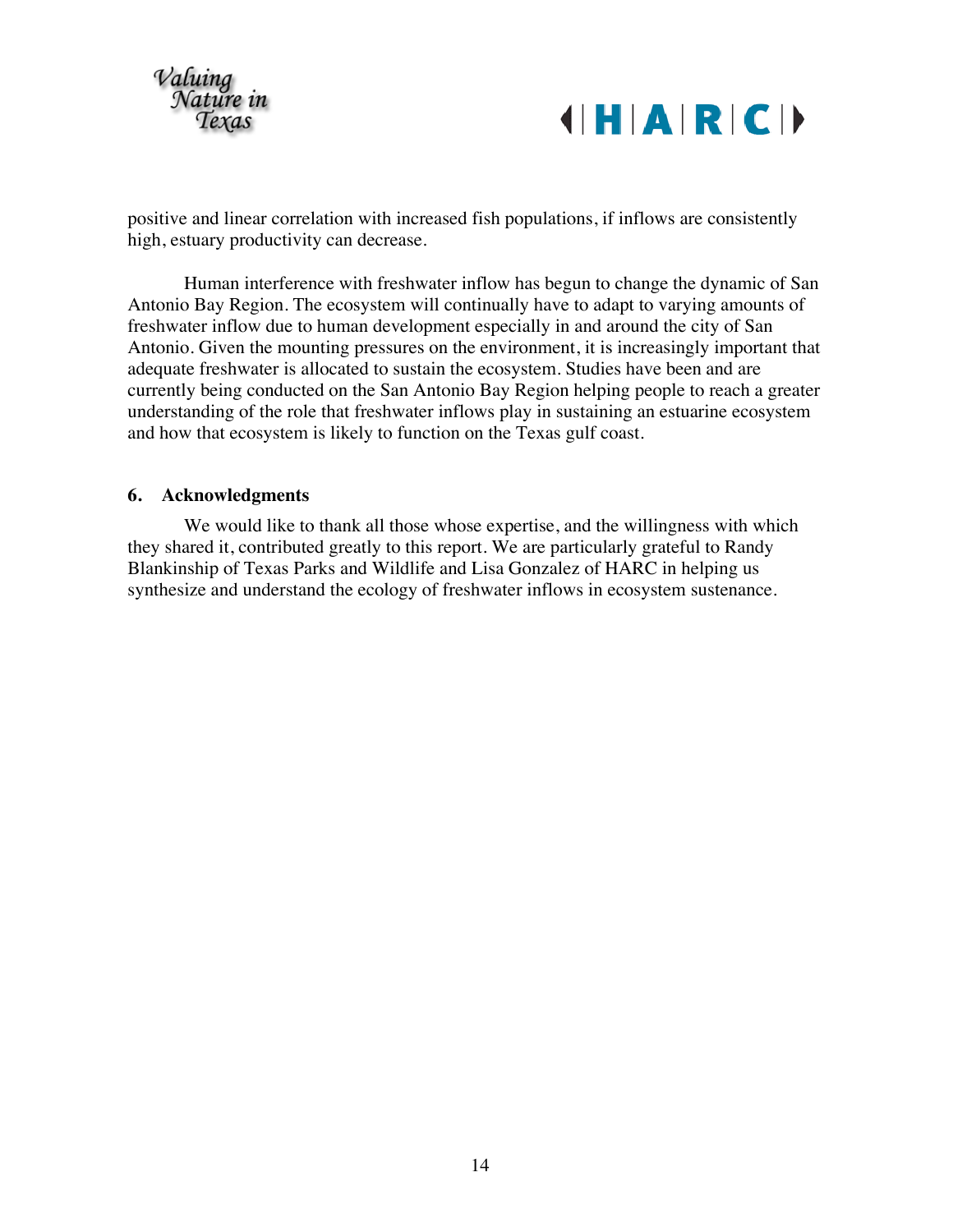positive and linear correlation with increased fish populations, if inflows are consistently high, estuary productivity can decrease.

Human interference with freshwater inflow has begun to change the dynamic of San Antonio Bay Region. The ecosystem will continually have to adapt to varying amounts of freshwater inflow due to human development especially in and around the city of San Antonio. Given the mounting pressures on the environment, it is increasingly important that adequate freshwater is allocated to sustain the ecosystem. Studies have been and are currently being conducted on the San Antonio Bay Region helping people to reach a greater understanding of the role that freshwater inflows play in sustaining an estuarine ecosystem and how that ecosystem is likely to function on the Texas gulf coast.

## 6. Acknowledgments

We would like to thank all those whose expertise, and the willingness with which they shared it, contributed greatly to this report. We are particularly grateful to Randy Blankinship of Texas Parks and Wildlife and Lisa Gonzalez of HARC in helping us synthesize and understand the ecology of freshwater inflows in ecosystem sustenance.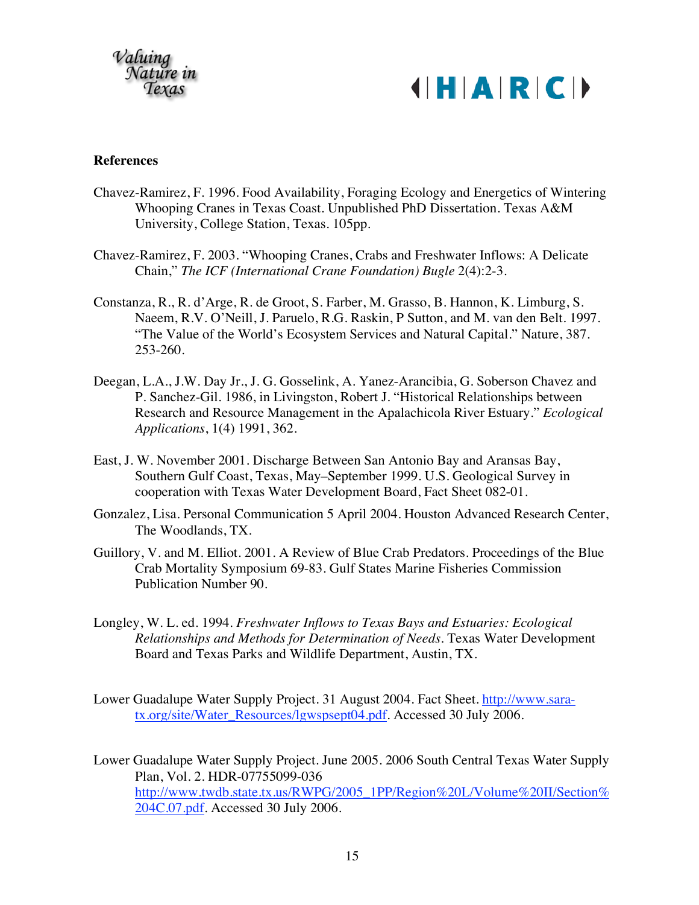## References

Chavez-Ramirez, F. 1996. Food Availability, Foraging Ecology and Energetics of Wintering Whooping Cranes in Texas Coast. Unpublished PhD Dissertation. Texas A&M University, College Station, Texas. 105pp.

Chavez-Ramirez, F. 2003. "Whooping Cranes, Crabs and Freshwater Inflows: A Delicate Chain," *The ICF (International Crane Foundation) Bugle* 2(4):2-3.

Constanza, R., R. d'Arge, R. de Groot, S. Farber, M. Grasso, B. Hannon, K. Limburg, S. Naeem, R.V. O'Neill, J. Paruelo, R.G. Raskin, P Sutton, and M. van den Belt. 1997. "The Value of the World's Ecosystem Services and Natural Capital." Nature, 387. 253-260.

Deegan, L.A., J.W. Day Jr., J. G. Gosselink, A. Yanez-Arancibia, G. Soberson Chavez and P. Sanchez-Gil. 1986, in Livingston, Robert J. "Historical Relationships between Research and Resource Management in the Apalachicola River Estuary." *Ecological Applications*, 1(4) 1991, 362.

East, J. W. November 2001. Discharge Between San Antonio Bay and Aransas Bay, Southern Gulf Coast, Texas, May–September 1999. U.S. Geological Survey in cooperation with Texas Water Development Board, Fact Sheet 082-01.

Gonzalez, Lisa. Personal Communication 5 April 2004. Houston Advanced Research Center, The Woodlands, TX.

Guillory, V. and M. Elliot. 2001. A Review of Blue Crab Predators. Proceedings of the Blue Crab Mortality Symposium 69-83. Gulf States Marine Fisheries Commission Publication Number 90.

Longley, W. L. ed. 1994. *Freshwater Inflows to Texas Bays and Estuaries: Ecological Relationships and Methods for Determination of Needs*. Texas Water Development Board and Texas Parks and Wildlife Department, Austin, TX.

Lower Guadalupe Water Supply Project. 31 August 2004. Fact Sheet. http://www.sara-tx.org/site/Water_Resources/lgwspsept04.pdf. Accessed 30 July 2006.

Lower Guadalupe Water Supply Project. June 2005. 2006 South Central Texas Water Supply Plan, Vol. 2. HDR-07755099-036 http://www.twdb.state.tx.us/RWPG/2005_1PP/Region%20L/Volume%20II/Section%204C.07.pdf. Accessed 30 July 2006.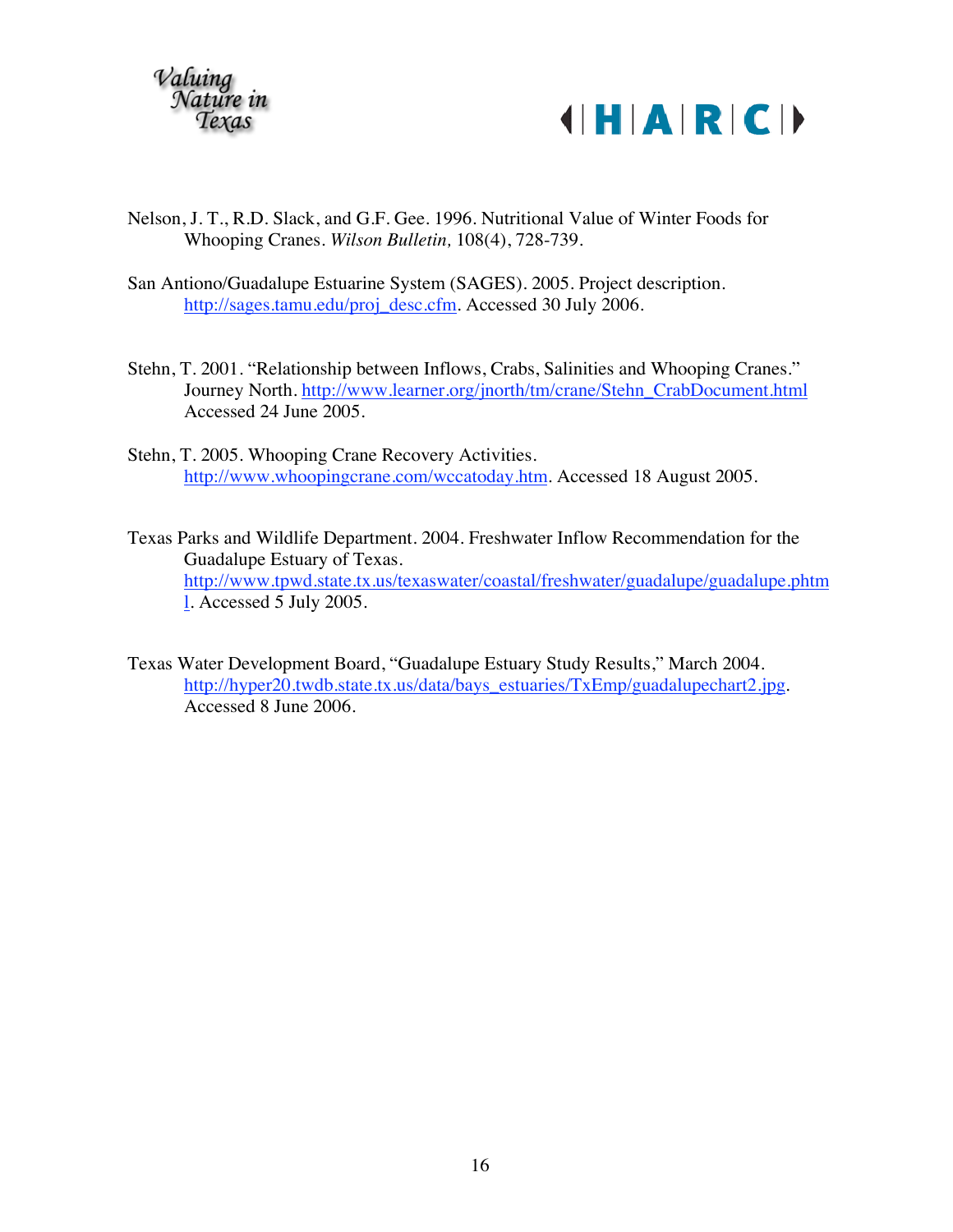Nelson, J. T., R.D. Slack, and G.F. Gee. 1996. Nutritional Value of Winter Foods for Whooping Cranes. *Wilson Bulletin,* 108(4), 728-739.

San Antiono/Guadalupe Estuarine System (SAGES). 2005. Project description. http://sages.tamu.edu/proj_desc.cfm. Accessed 30 July 2006.

Stehn, T. 2001. "Relationship between Inflows, Crabs, Salinities and Whooping Cranes." Journey North. http://www.learner.org/jnorth/tm/crane/Stehn_CrabDocument.html Accessed 24 June 2005.

Stehn, T. 2005. Whooping Crane Recovery Activities. http://www.whoopingcrane.com/wccatoday.htm. Accessed 18 August 2005.

Texas Parks and Wildlife Department. 2004. Freshwater Inflow Recommendation for the Guadalupe Estuary of Texas. http://www.tpwd.state.tx.us/texaswater/coastal/freshwater/guadalupe/guadalupe.phtml. Accessed 5 July 2005.

Texas Water Development Board, "Guadalupe Estuary Study Results," March 2004. http://hyper20.twdb.state.tx.us/data/bays_estuaries/TxEmp/guadalupechart2.jpg. Accessed 8 June 2006.